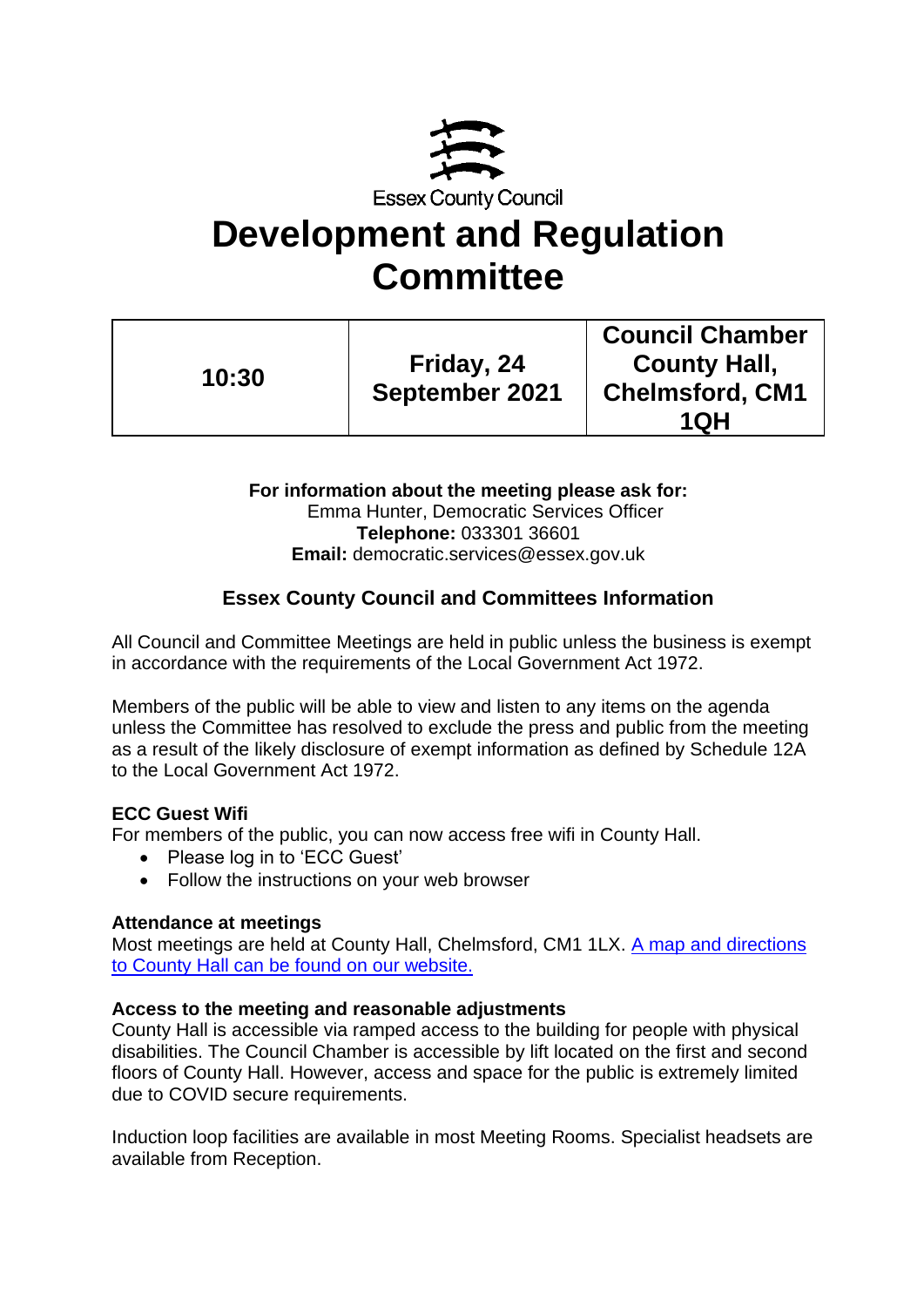Essex County Council

# Development and Regulation Committee

| 10:30 | Friday, 24 September 2021 | Council Chamber County Hall, Chelmsford, CM1 1QH |
|---|---|---|

**For information about the meeting please ask for:**
Emma Hunter, Democratic Services Officer
**Telephone:** 033301 36601
**Email:** democratic.services@essex.gov.uk

## Essex County Council and Committees Information

All Council and Committee Meetings are held in public unless the business is exempt in accordance with the requirements of the Local Government Act 1972.

Members of the public will be able to view and listen to any items on the agenda unless the Committee has resolved to exclude the press and public from the meeting as a result of the likely disclosure of exempt information as defined by Schedule 12A to the Local Government Act 1972.

### ECC Guest Wifi

For members of the public, you can now access free wifi in County Hall.

- Please log in to 'ECC Guest'
- Follow the instructions on your web browser

### Attendance at meetings

Most meetings are held at County Hall, Chelmsford, CM1 1LX. A map and directions to County Hall can be found on our website.

### Access to the meeting and reasonable adjustments

County Hall is accessible via ramped access to the building for people with physical disabilities. The Council Chamber is accessible by lift located on the first and second floors of County Hall. However, access and space for the public is extremely limited due to COVID secure requirements.

Induction loop facilities are available in most Meeting Rooms. Specialist headsets are available from Reception.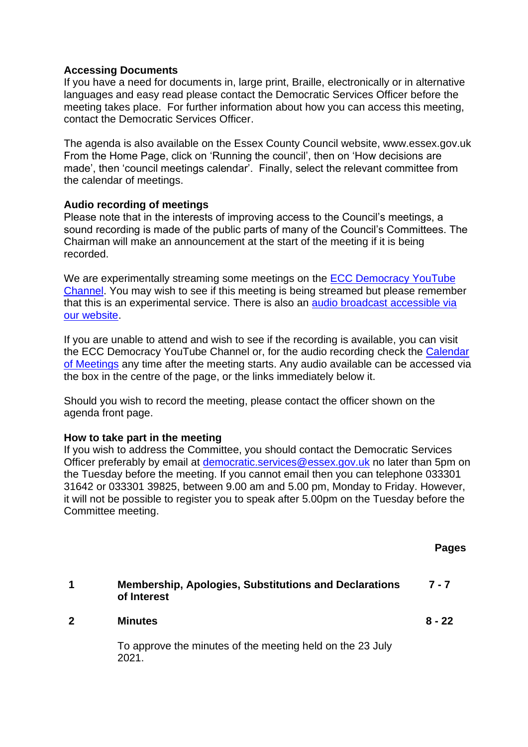**Accessing Documents**
If you have a need for documents in, large print, Braille, electronically or in alternative languages and easy read please contact the Democratic Services Officer before the meeting takes place. For further information about how you can access this meeting, contact the Democratic Services Officer.

The agenda is also available on the Essex County Council website, www.essex.gov.uk From the Home Page, click on 'Running the council', then on 'How decisions are made', then 'council meetings calendar'. Finally, select the relevant committee from the calendar of meetings.

**Audio recording of meetings**
Please note that in the interests of improving access to the Council's meetings, a sound recording is made of the public parts of many of the Council's Committees. The Chairman will make an announcement at the start of the meeting if it is being recorded.

We are experimentally streaming some meetings on the ECC Democracy YouTube Channel. You may wish to see if this meeting is being streamed but please remember that this is an experimental service. There is also an audio broadcast accessible via our website.

If you are unable to attend and wish to see if the recording is available, you can visit the ECC Democracy YouTube Channel or, for the audio recording check the Calendar of Meetings any time after the meeting starts. Any audio available can be accessed via the box in the centre of the page, or the links immediately below it.

Should you wish to record the meeting, please contact the officer shown on the agenda front page.

**How to take part in the meeting**
If you wish to address the Committee, you should contact the Democratic Services Officer preferably by email at democratic.services@essex.gov.uk no later than 5pm on the Tuesday before the meeting. If you cannot email then you can telephone 033301 31642 or 033301 39825, between 9.00 am and 5.00 pm, Monday to Friday. However, it will not be possible to register you to speak after 5.00pm on the Tuesday before the Committee meeting.

| | | **Pages** |
|---|---|---|
| **1** | **Membership, Apologies, Substitutions and Declarations of Interest** | **7 - 7** |
| **2** | **Minutes** | **8 - 22** |
| | To approve the minutes of the meeting held on the 23 July 2021. | |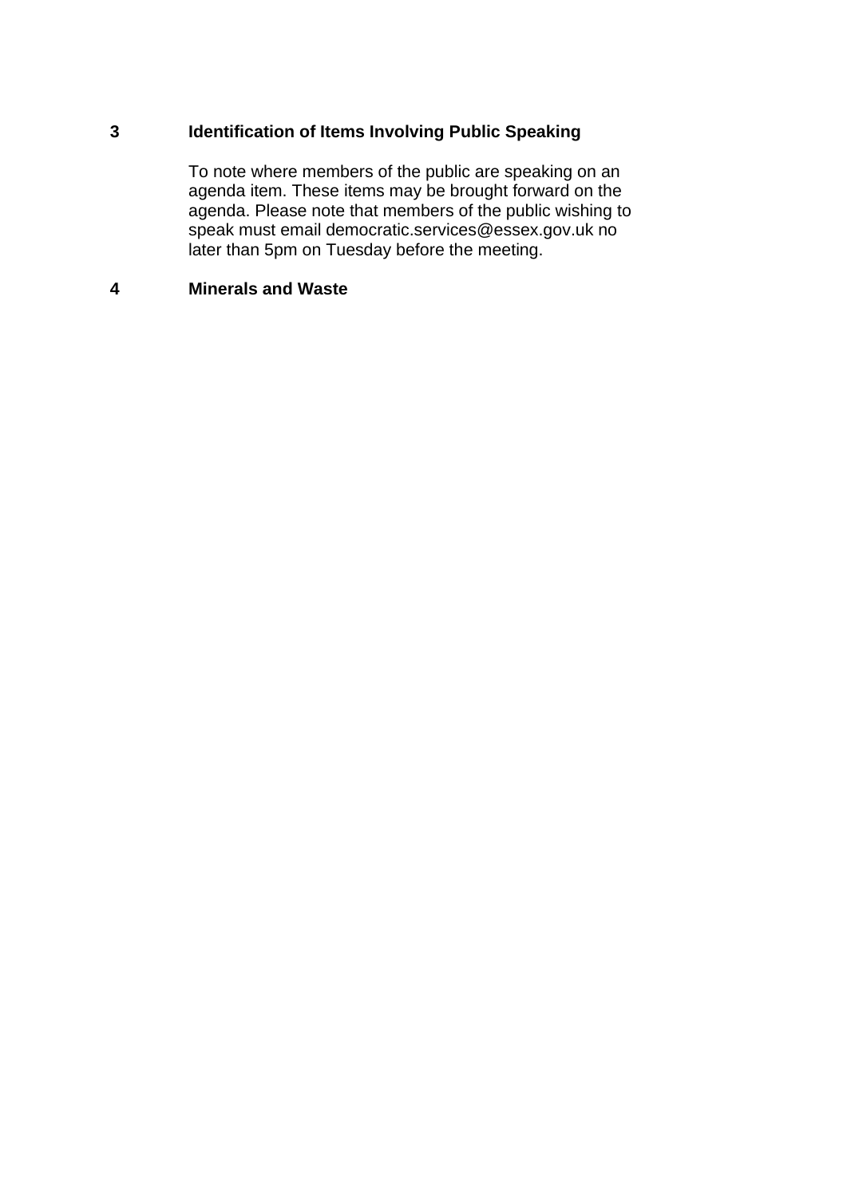**3 Identification of Items Involving Public Speaking**

To note where members of the public are speaking on an agenda item. These items may be brought forward on the agenda. Please note that members of the public wishing to speak must email democratic.services@essex.gov.uk no later than 5pm on Tuesday before the meeting.

**4 Minerals and Waste**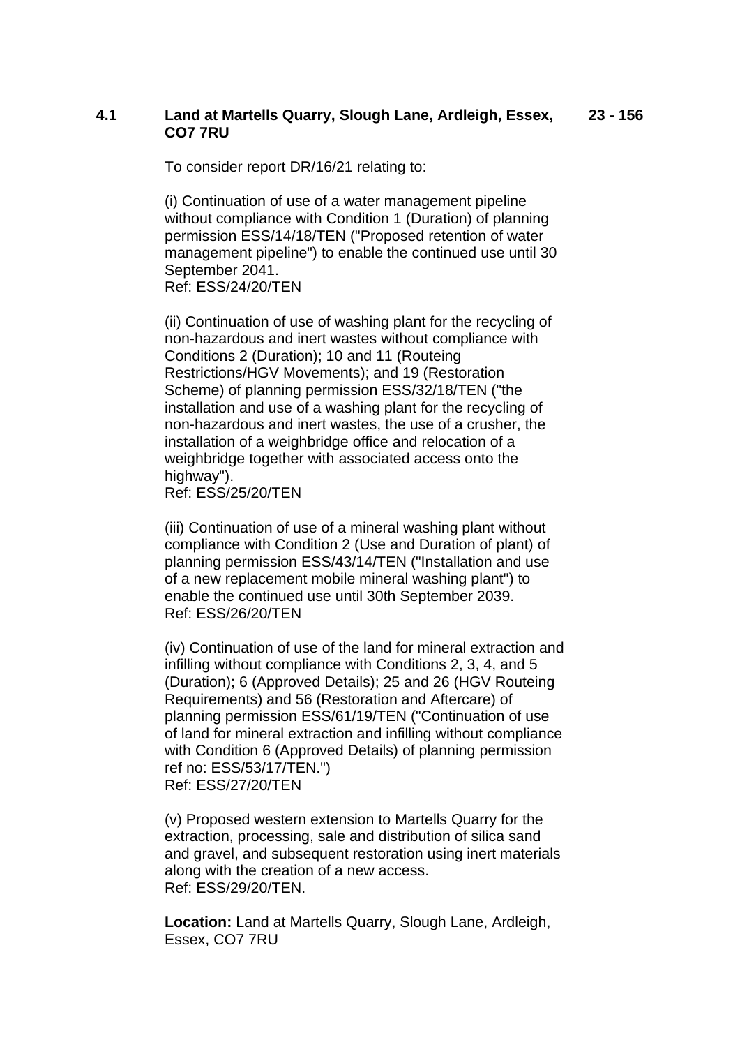**4.1 Land at Martells Quarry, Slough Lane, Ardleigh, Essex, CO7 7RU** **23 - 156**

To consider report DR/16/21 relating to:

(i) Continuation of use of a water management pipeline without compliance with Condition 1 (Duration) of planning permission ESS/14/18/TEN ("Proposed retention of water management pipeline") to enable the continued use until 30 September 2041.
Ref: ESS/24/20/TEN

(ii) Continuation of use of washing plant for the recycling of non-hazardous and inert wastes without compliance with Conditions 2 (Duration); 10 and 11 (Routeing Restrictions/HGV Movements); and 19 (Restoration Scheme) of planning permission ESS/32/18/TEN ("the installation and use of a washing plant for the recycling of non-hazardous and inert wastes, the use of a crusher, the installation of a weighbridge office and relocation of a weighbridge together with associated access onto the highway").
Ref: ESS/25/20/TEN

(iii) Continuation of use of a mineral washing plant without compliance with Condition 2 (Use and Duration of plant) of planning permission ESS/43/14/TEN ("Installation and use of a new replacement mobile mineral washing plant") to enable the continued use until 30th September 2039.
Ref: ESS/26/20/TEN

(iv) Continuation of use of the land for mineral extraction and infilling without compliance with Conditions 2, 3, 4, and 5 (Duration); 6 (Approved Details); 25 and 26 (HGV Routeing Requirements) and 56 (Restoration and Aftercare) of planning permission ESS/61/19/TEN ("Continuation of use of land for mineral extraction and infilling without compliance with Condition 6 (Approved Details) of planning permission ref no: ESS/53/17/TEN.")
Ref: ESS/27/20/TEN

(v) Proposed western extension to Martells Quarry for the extraction, processing, sale and distribution of silica sand and gravel, and subsequent restoration using inert materials along with the creation of a new access.
Ref: ESS/29/20/TEN.

**Location:** Land at Martells Quarry, Slough Lane, Ardleigh, Essex, CO7 7RU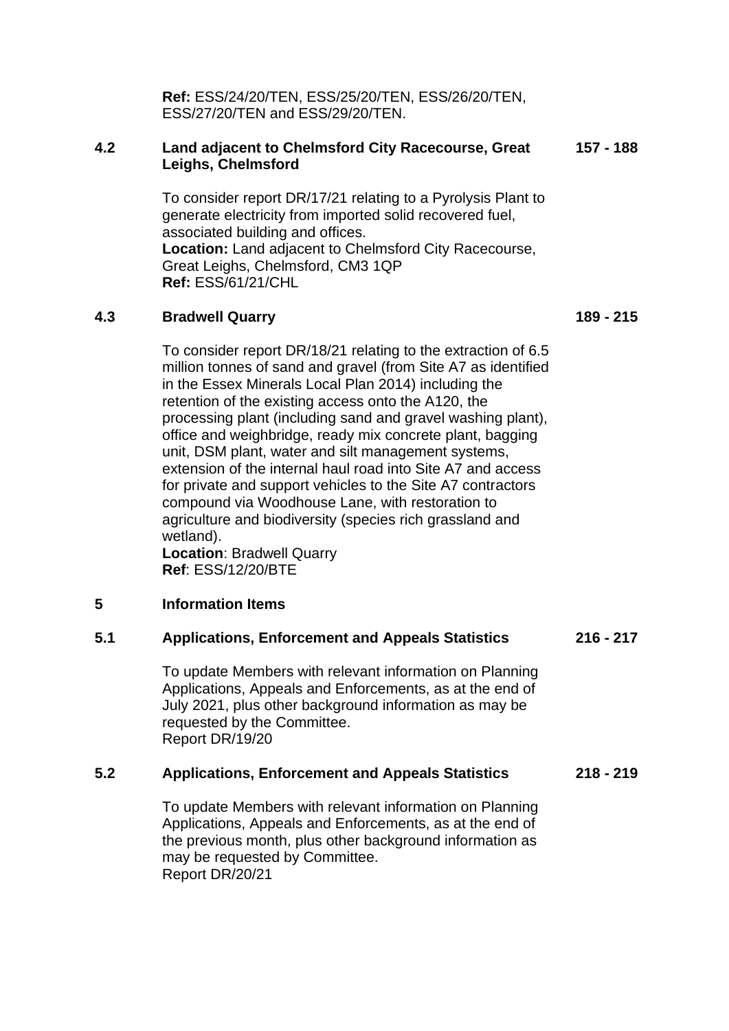**Ref:** ESS/24/20/TEN, ESS/25/20/TEN, ESS/26/20/TEN, ESS/27/20/TEN and ESS/29/20/TEN.

**4.2 Land adjacent to Chelmsford City Racecourse, Great Leighs, Chelmsford** **157 - 188**

To consider report DR/17/21 relating to a Pyrolysis Plant to generate electricity from imported solid recovered fuel, associated building and offices.
**Location:** Land adjacent to Chelmsford City Racecourse, Great Leighs, Chelmsford, CM3 1QP
**Ref:** ESS/61/21/CHL

**4.3 Bradwell Quarry** **189 - 215**

To consider report DR/18/21 relating to the extraction of 6.5 million tonnes of sand and gravel (from Site A7 as identified in the Essex Minerals Local Plan 2014) including the retention of the existing access onto the A120, the processing plant (including sand and gravel washing plant), office and weighbridge, ready mix concrete plant, bagging unit, DSM plant, water and silt management systems, extension of the internal haul road into Site A7 and access for private and support vehicles to the Site A7 contractors compound via Woodhouse Lane, with restoration to agriculture and biodiversity (species rich grassland and wetland).
**Location**: Bradwell Quarry
**Ref**: ESS/12/20/BTE

**5 Information Items**

**5.1 Applications, Enforcement and Appeals Statistics** **216 - 217**

To update Members with relevant information on Planning Applications, Appeals and Enforcements, as at the end of July 2021, plus other background information as may be requested by the Committee.
Report DR/19/20

**5.2 Applications, Enforcement and Appeals Statistics** **218 - 219**

To update Members with relevant information on Planning Applications, Appeals and Enforcements, as at the end of the previous month, plus other background information as may be requested by Committee.
Report DR/20/21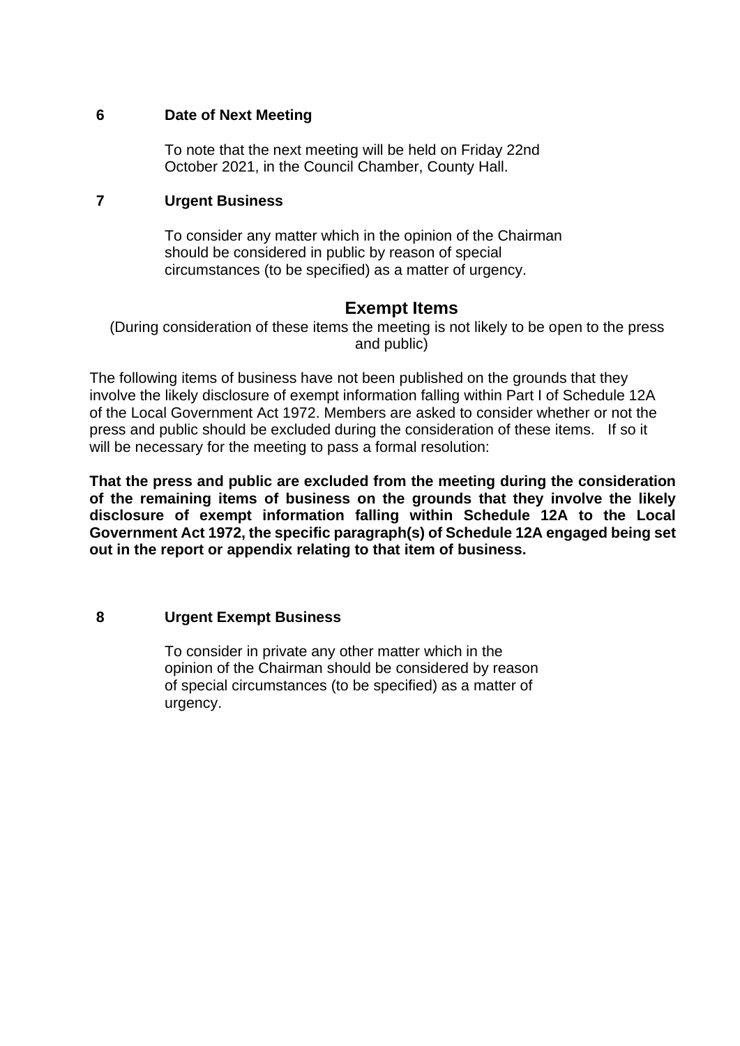**6 Date of Next Meeting**

To note that the next meeting will be held on Friday 22nd October 2021, in the Council Chamber, County Hall.

**7 Urgent Business**

To consider any matter which in the opinion of the Chairman should be considered in public by reason of special circumstances (to be specified) as a matter of urgency.

## Exempt Items

(During consideration of these items the meeting is not likely to be open to the press and public)

The following items of business have not been published on the grounds that they involve the likely disclosure of exempt information falling within Part I of Schedule 12A of the Local Government Act 1972. Members are asked to consider whether or not the press and public should be excluded during the consideration of these items. If so it will be necessary for the meeting to pass a formal resolution:

**That the press and public are excluded from the meeting during the consideration of the remaining items of business on the grounds that they involve the likely disclosure of exempt information falling within Schedule 12A to the Local Government Act 1972, the specific paragraph(s) of Schedule 12A engaged being set out in the report or appendix relating to that item of business.**

**8 Urgent Exempt Business**

To consider in private any other matter which in the opinion of the Chairman should be considered by reason of special circumstances (to be specified) as a matter of urgency.